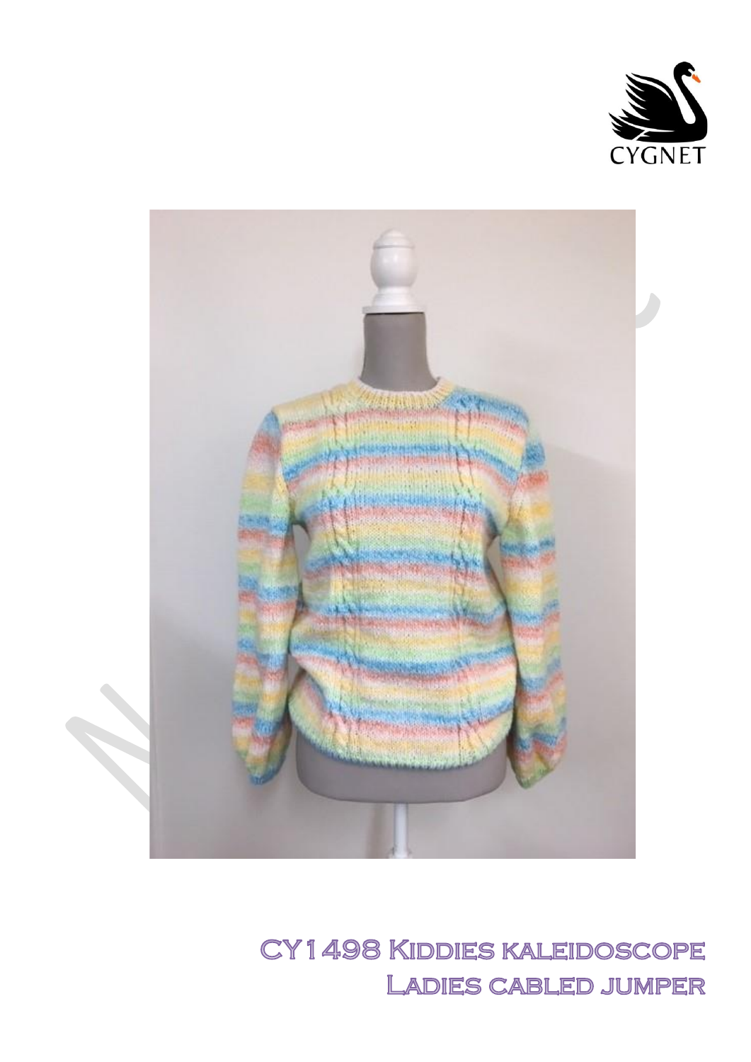CYGNET

# CY1498 Kiddies kaleidoscope Ladies cabled jumper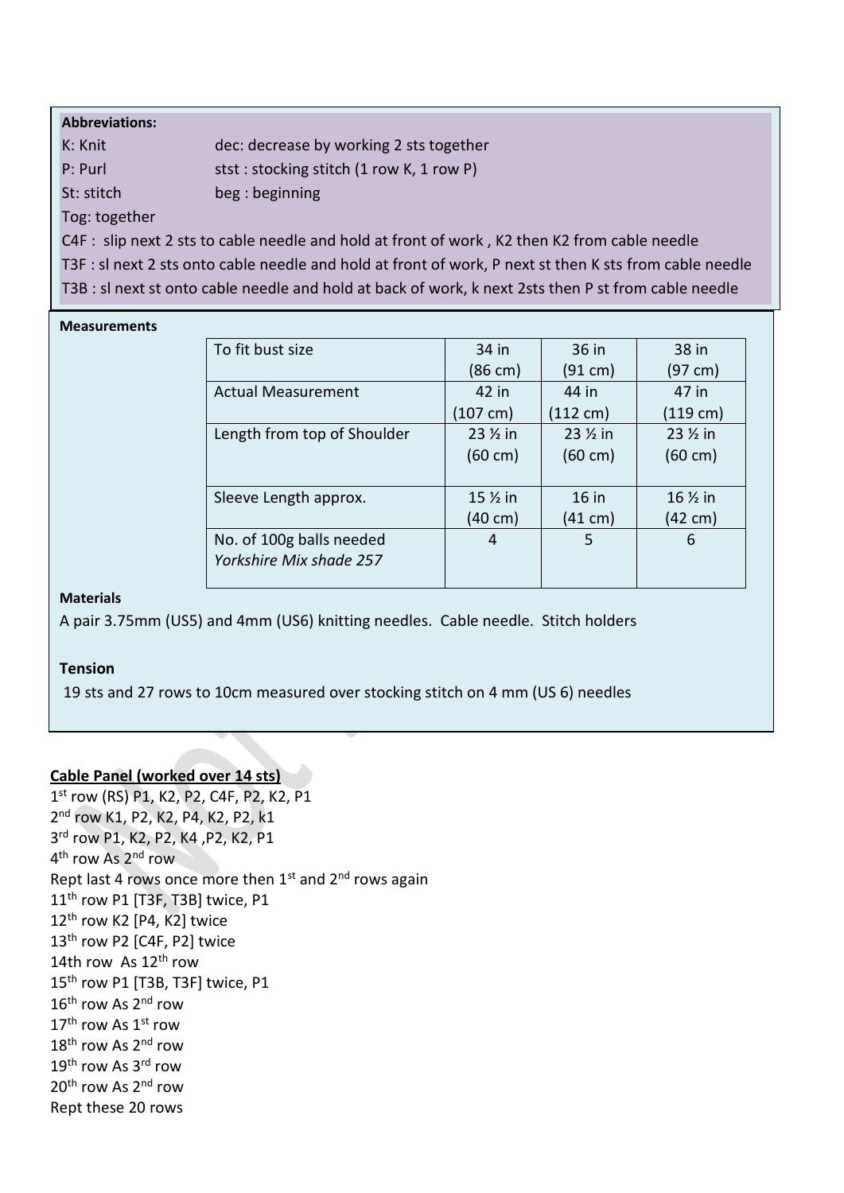**Abbreviations:**

K: Knit — dec: decrease by working 2 sts together
P: Purl — stst : stocking stitch (1 row K, 1 row P)
St: stitch — beg : beginning
Tog: together

C4F : slip next 2 sts to cable needle and hold at front of work , K2 then K2 from cable needle
T3F : sl next 2 sts onto cable needle and hold at front of work, P next st then K sts from cable needle
T3B : sl next st onto cable needle and hold at back of work, k next 2sts then P st from cable needle

**Measurements**

| | | | |
|---|---|---|---|
| To fit bust size | 34 in (86 cm) | 36 in (91 cm) | 38 in (97 cm) |
| Actual Measurement | 42 in (107 cm) | 44 in (112 cm) | 47 in (119 cm) |
| Length from top of Shoulder | 23 ½ in (60 cm) | 23 ½ in (60 cm) | 23 ½ in (60 cm) |
| Sleeve Length approx. | 15 ½ in (40 cm) | 16 in (41 cm) | 16 ½ in (42 cm) |
| No. of 100g balls needed *Yorkshire Mix shade 257* | 4 | 5 | 6 |

**Materials**

A pair 3.75mm (US5) and 4mm (US6) knitting needles. Cable needle. Stitch holders

**Tension**

19 sts and 27 rows to 10cm measured over stocking stitch on 4 mm (US 6) needles

**Cable Panel (worked over 14 sts)**

1st row (RS) P1, K2, P2, C4F, P2, K2, P1
2nd row K1, P2, K2, P4, K2, P2, k1
3rd row P1, K2, P2, K4 ,P2, K2, P1
4th row As 2nd row
Rept last 4 rows once more then 1st and 2nd rows again
11th row P1 [T3F, T3B] twice, P1
12th row K2 [P4, K2] twice
13th row P2 [C4F, P2] twice
14th row As 12th row
15th row P1 [T3B, T3F] twice, P1
16th row As 2nd row
17th row As 1st row
18th row As 2nd row
19th row As 3rd row
20th row As 2nd row
Rept these 20 rows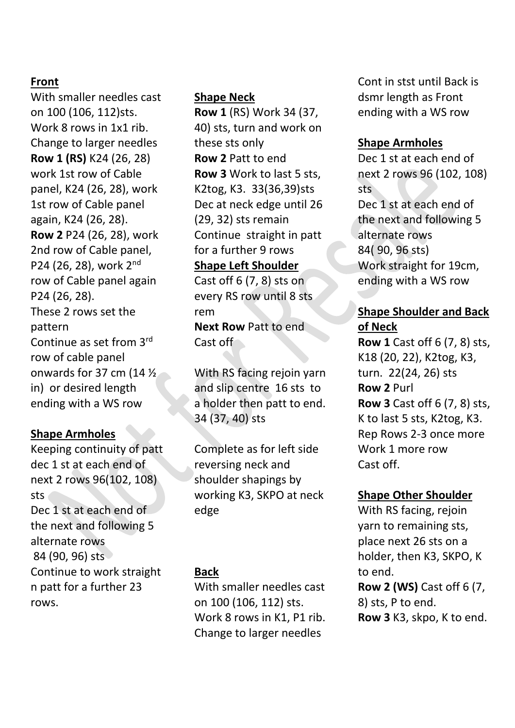**Front**

With smaller needles cast on 100 (106, 112)sts.

Work 8 rows in 1x1 rib.

Change to larger needles

**Row 1 (RS)** K24 (26, 28) work 1st row of Cable panel, K24 (26, 28), work 1st row of Cable panel again, K24 (26, 28).

**Row 2** P24 (26, 28), work 2nd row of Cable panel, P24 (26, 28), work 2nd row of Cable panel again P24 (26, 28).

These 2 rows set the pattern

Continue as set from 3rd row of cable panel onwards for 37 cm (14 ½ in) or desired length ending with a WS row

**Shape Armholes**

Keeping continuity of patt dec 1 st at each end of next 2 rows 96(102, 108) sts

Dec 1 st at each end of the next and following 5 alternate rows

84 (90, 96) sts

Continue to work straight n patt for a further 23 rows.

**Shape Neck**

**Row 1** (RS) Work 34 (37, 40) sts, turn and work on these sts only

**Row 2** Patt to end

**Row 3** Work to last 5 sts, K2tog, K3. 33(36,39)sts

Dec at neck edge until 26 (29, 32) sts remain

Continue straight in patt for a further 9 rows

**Shape Left Shoulder**

Cast off 6 (7, 8) sts on every RS row until 8 sts rem

**Next Row** Patt to end

Cast off

With RS facing rejoin yarn and slip centre 16 sts to a holder then patt to end. 34 (37, 40) sts

Complete as for left side reversing neck and shoulder shapings by working K3, SKPO at neck edge

**Back**

With smaller needles cast on 100 (106, 112) sts.

Work 8 rows in K1, P1 rib.

Change to larger needles

Cont in stst until Back is dsmr length as Front ending with a WS row

**Shape Armholes**

Dec 1 st at each end of next 2 rows 96 (102, 108) sts

Dec 1 st at each end of the next and following 5 alternate rows

84( 90, 96 sts)

Work straight for 19cm, ending with a WS row

**Shape Shoulder and Back of Neck**

**Row 1** Cast off 6 (7, 8) sts, K18 (20, 22), K2tog, K3, turn. 22(24, 26) sts

**Row 2** Purl

**Row 3** Cast off 6 (7, 8) sts, K to last 5 sts, K2tog, K3.

Rep Rows 2-3 once more

Work 1 more row

Cast off.

**Shape Other Shoulder**

With RS facing, rejoin yarn to remaining sts, place next 26 sts on a holder, then K3, SKPO, K to end.

**Row 2 (WS)** Cast off 6 (7, 8) sts, P to end.

**Row 3** K3, skpo, K to end.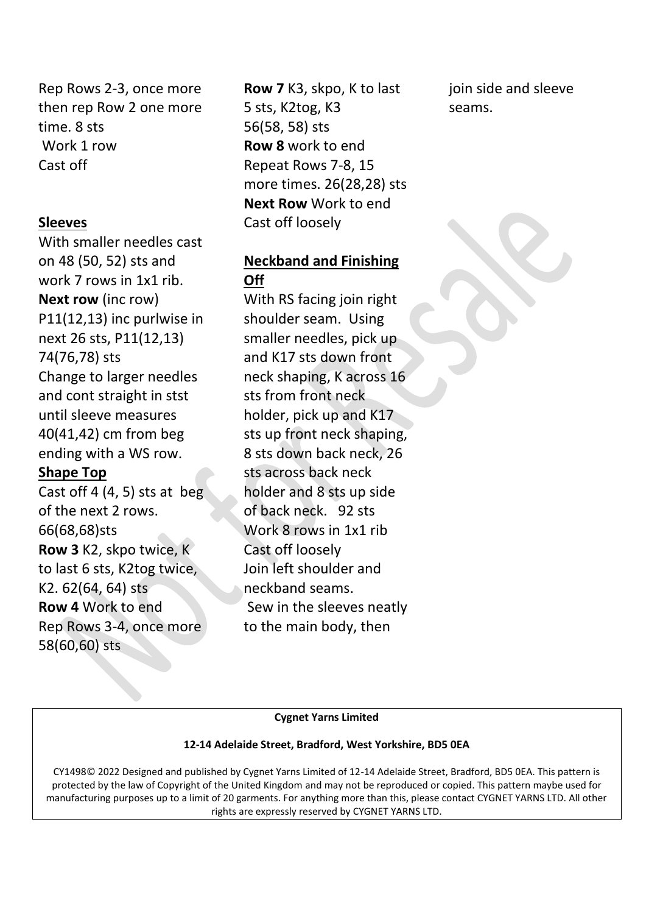Rep Rows 2-3, once more then rep Row 2 one more time. 8 sts
Work 1 row
Cast off

## Sleeves

With smaller needles cast on 48 (50, 52) sts and work 7 rows in 1x1 rib.
**Next row** (inc row) P11(12,13) inc purlwise in next 26 sts, P11(12,13) 74(76,78) sts
Change to larger needles and cont straight in stst until sleeve measures 40(41,42) cm from beg ending with a WS row.

## Shape Top

Cast off 4 (4, 5) sts at beg of the next 2 rows. 66(68,68)sts
**Row 3** K2, skpo twice, K to last 6 sts, K2tog twice, K2. 62(64, 64) sts
**Row 4** Work to end
Rep Rows 3-4, once more 58(60,60) sts
**Row 7** K3, skpo, K to last 5 sts, K2tog, K3 56(58, 58) sts
**Row 8** work to end
Repeat Rows 7-8, 15 more times. 26(28,28) sts
**Next Row** Work to end
Cast off loosely

## Neckband and Finishing Off

With RS facing join right shoulder seam. Using smaller needles, pick up and K17 sts down front neck shaping, K across 16 sts from front neck holder, pick up and K17 sts up front neck shaping, 8 sts down back neck, 26 sts across back neck holder and 8 sts up side of back neck. 92 sts
Work 8 rows in 1x1 rib
Cast off loosely
Join left shoulder and neckband seams.
Sew in the sleeves neatly to the main body, then join side and sleeve seams.

**Cygnet Yarns Limited**

**12-14 Adelaide Street, Bradford, West Yorkshire, BD5 0EA**

CY1498© 2022 Designed and published by Cygnet Yarns Limited of 12-14 Adelaide Street, Bradford, BD5 0EA. This pattern is protected by the law of Copyright of the United Kingdom and may not be reproduced or copied. This pattern maybe used for manufacturing purposes up to a limit of 20 garments. For anything more than this, please contact CYGNET YARNS LTD. All other rights are expressly reserved by CYGNET YARNS LTD.